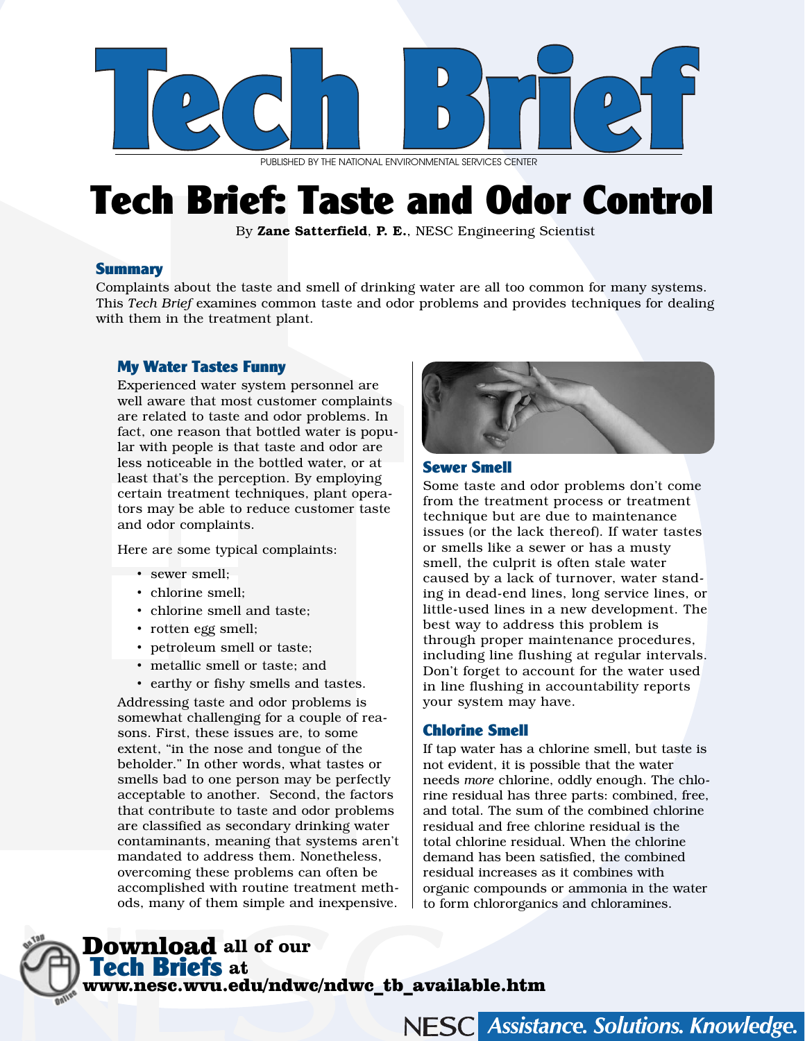# Tech Brief

PUBLISHED BY THE NATIONAL ENVIRONMENTAL SERVICES CENTER

# Tech Brief: Taste and Odor Control

By **Zane Satterfield**, **P. E.**, NESC Engineering Scientist

## Summary

Complaints about the taste and smell of drinking water are all too common for many systems. This *Tech Brief* examines common taste and odor problems and provides techniques for dealing with them in the treatment plant.

### My Water Tastes Funny

Experienced water system personnel are well aware that most customer complaints are related to taste and odor problems. In fact, one reason that bottled water is popular with people is that taste and odor are less noticeable in the bottled water, or at least that's the perception. By employing certain treatment techniques, plant operators may be able to reduce customer taste and odor complaints.

Here are some typical complaints:

- sewer smell;
- chlorine smell;
- chlorine smell and taste;
- rotten egg smell;
- petroleum smell or taste;
- metallic smell or taste; and
- earthy or fishy smells and tastes.

Addressing taste and odor problems is somewhat challenging for a couple of reasons. First, these issues are, to some extent, "in the nose and tongue of the beholder." In other words, what tastes or smells bad to one person may be perfectly acceptable to another. Second, the factors that contribute to taste and odor problems are classified as secondary drinking water contaminants, meaning that systems aren't mandated to address them. Nonetheless, overcoming these problems can often be accomplished with routine treatment methods, many of them simple and inexpensive.

### Sewer Smell

Some taste and odor problems don't come from the treatment process or treatment technique but are due to maintenance issues (or the lack thereof). If water tastes or smells like a sewer or has a musty smell, the culprit is often stale water caused by a lack of turnover, water standing in dead-end lines, long service lines, or little-used lines in a new development. The best way to address this problem is through proper maintenance procedures, including line flushing at regular intervals. Don't forget to account for the water used in line flushing in accountability reports your system may have.

### Chlorine Smell

If tap water has a chlorine smell, but taste is not evident, it is possible that the water needs *more* chlorine, oddly enough. The chlorine residual has three parts: combined, free, and total. The sum of the combined chlorine residual and free chlorine residual is the total chlorine residual. When the chlorine demand has been satisfied, the combined residual increases as it combines with organic compounds or ammonia in the water to form chlororganics and chloramines.

**Download** all of our **Tech Briefs** at **www.nesc.wvu.edu/ndwc/ndwc_tb_available.htm**

NESC *Assistance. Solutions. Knowledge.*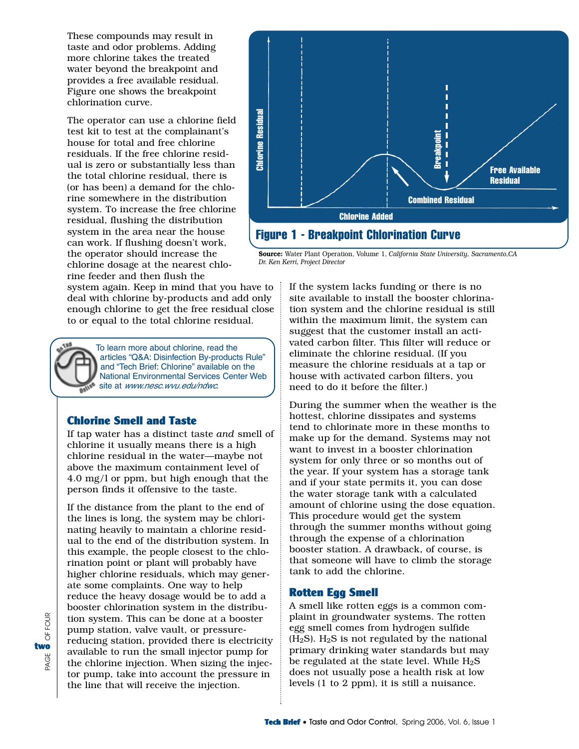These compounds may result in taste and odor problems. Adding more chlorine takes the treated water beyond the breakpoint and provides a free available residual. Figure one shows the breakpoint chlorination curve.

The operator can use a chlorine field test kit to test at the complainant's house for total and free chlorine residuals. If the free chlorine residual is zero or substantially less than the total chlorine residual, there is (or has been) a demand for the chlorine somewhere in the distribution system. To increase the free chlorine residual, flushing the distribution system in the area near the house can work. If flushing doesn't work, the operator should increase the chlorine dosage at the nearest chlorine feeder and then flush the system again. Keep in mind that you have to deal with chlorine by-products and add only enough chlorine to get the free residual close to or equal to the total chlorine residual.

**Figure 1 - Breakpoint Chlorination Curve**

**Source:** Water Plant Operation, Volume 1, *California State University, Sacramento,CA Dr. Ken Kerri, Project Director*

To learn more about chlorine, read the articles "Q&A: Disinfection By-products Rule" and "Tech Brief: Chlorine" available on the National Environmental Services Center Web site at *www.nesc.wvu.edu/ndwc*.

## Chlorine Smell and Taste

If tap water has a distinct taste *and* smell of chlorine it usually means there is a high chlorine residual in the water—maybe not above the maximum containment level of 4.0 mg/l or ppm, but high enough that the person finds it offensive to the taste.

If the distance from the plant to the end of the lines is long, the system may be chlorinating heavily to maintain a chlorine residual to the end of the distribution system. In this example, the people closest to the chlorination point or plant will probably have higher chlorine residuals, which may generate some complaints. One way to help reduce the heavy dosage would be to add a booster chlorination system in the distribution system. This can be done at a booster pump station, valve vault, or pressure-reducing station, provided there is electricity available to run the small injector pump for the chlorine injection. When sizing the injector pump, take into account the pressure in the line that will receive the injection.

If the system lacks funding or there is no site available to install the booster chlorination system and the chlorine residual is still within the maximum limit, the system can suggest that the customer install an activated carbon filter. This filter will reduce or eliminate the chlorine residual. (If you measure the chlorine residuals at a tap or house with activated carbon filters, you need to do it before the filter.)

During the summer when the weather is the hottest, chlorine dissipates and systems tend to chlorinate more in these months to make up for the demand. Systems may not want to invest in a booster chlorination system for only three or so months out of the year. If your system has a storage tank and if your state permits it, you can dose the water storage tank with a calculated amount of chlorine using the dose equation. This procedure would get the system through the summer months without going through the expense of a chlorination booster station. A drawback, of course, is that someone will have to climb the storage tank to add the chlorine.

## Rotten Egg Smell

A smell like rotten eggs is a common complaint in groundwater systems. The rotten egg smell comes from hydrogen sulfide ($H_2S$). $H_2S$ is not regulated by the national primary drinking water standards but may be regulated at the state level. While $H_2S$ does not usually pose a health risk at low levels (1 to 2 ppm), it is still a nuisance.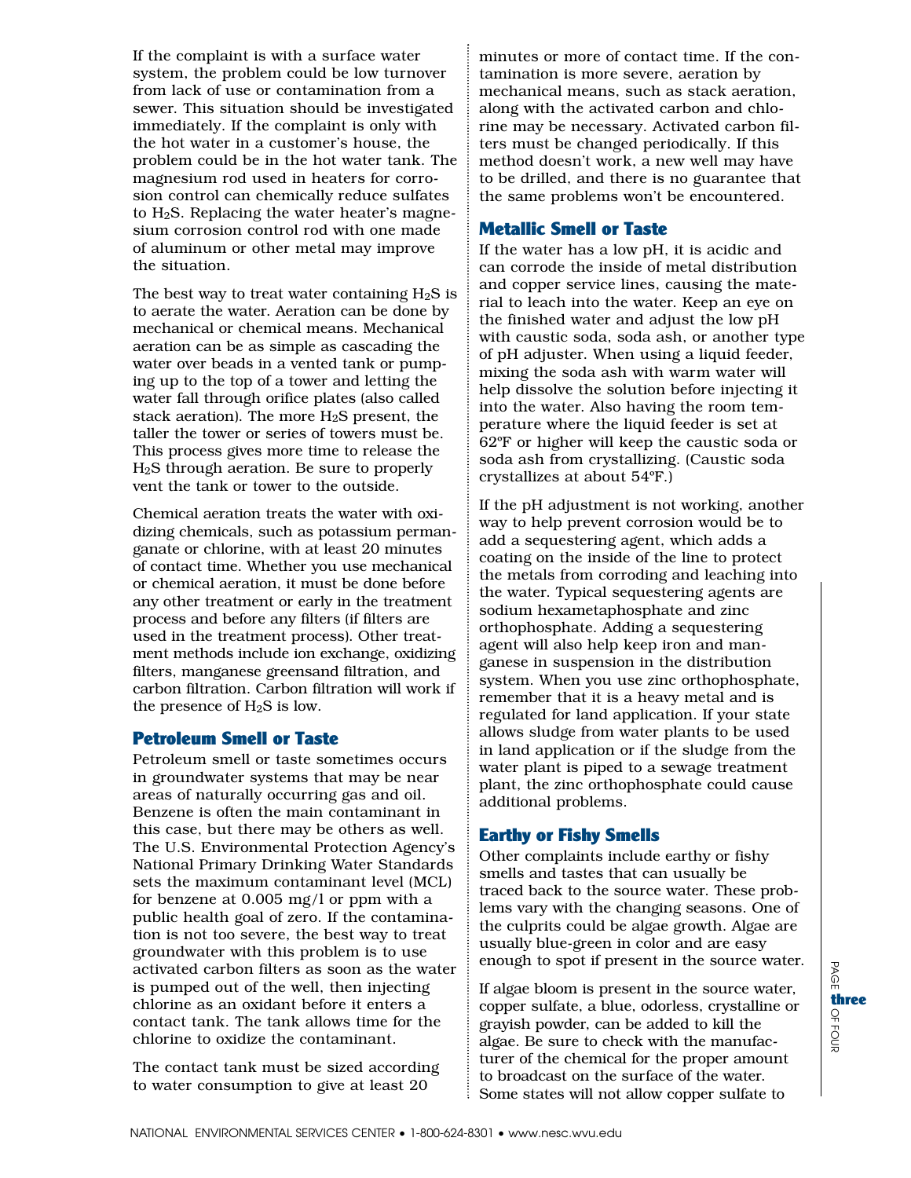If the complaint is with a surface water system, the problem could be low turnover from lack of use or contamination from a sewer. This situation should be investigated immediately. If the complaint is only with the hot water in a customer's house, the problem could be in the hot water tank. The magnesium rod used in heaters for corrosion control can chemically reduce sulfates to $H_2S$. Replacing the water heater's magnesium corrosion control rod with one made of aluminum or other metal may improve the situation.

The best way to treat water containing $H_2S$ is to aerate the water. Aeration can be done by mechanical or chemical means. Mechanical aeration can be as simple as cascading the water over beads in a vented tank or pumping up to the top of a tower and letting the water fall through orifice plates (also called stack aeration). The more $H_2S$ present, the taller the tower or series of towers must be. This process gives more time to release the $H_2S$ through aeration. Be sure to properly vent the tank or tower to the outside.

Chemical aeration treats the water with oxidizing chemicals, such as potassium permanganate or chlorine, with at least 20 minutes of contact time. Whether you use mechanical or chemical aeration, it must be done before any other treatment or early in the treatment process and before any filters (if filters are used in the treatment process). Other treatment methods include ion exchange, oxidizing filters, manganese greensand filtration, and carbon filtration. Carbon filtration will work if the presence of $H_2S$ is low.

## Petroleum Smell or Taste

Petroleum smell or taste sometimes occurs in groundwater systems that may be near areas of naturally occurring gas and oil. Benzene is often the main contaminant in this case, but there may be others as well. The U.S. Environmental Protection Agency's National Primary Drinking Water Standards sets the maximum contaminant level (MCL) for benzene at 0.005 mg/l or ppm with a public health goal of zero. If the contamination is not too severe, the best way to treat groundwater with this problem is to use activated carbon filters as soon as the water is pumped out of the well, then injecting chlorine as an oxidant before it enters a contact tank. The tank allows time for the chlorine to oxidize the contaminant.

The contact tank must be sized according to water consumption to give at least 20 minutes or more of contact time. If the contamination is more severe, aeration by mechanical means, such as stack aeration, along with the activated carbon and chlorine may be necessary. Activated carbon filters must be changed periodically. If this method doesn't work, a new well may have to be drilled, and there is no guarantee that the same problems won't be encountered.

## Metallic Smell or Taste

If the water has a low pH, it is acidic and can corrode the inside of metal distribution and copper service lines, causing the material to leach into the water. Keep an eye on the finished water and adjust the low pH with caustic soda, soda ash, or another type of pH adjuster. When using a liquid feeder, mixing the soda ash with warm water will help dissolve the solution before injecting it into the water. Also having the room temperature where the liquid feeder is set at 62ºF or higher will keep the caustic soda or soda ash from crystallizing. (Caustic soda crystallizes at about 54ºF.)

If the pH adjustment is not working, another way to help prevent corrosion would be to add a sequestering agent, which adds a coating on the inside of the line to protect the metals from corroding and leaching into the water. Typical sequestering agents are sodium hexametaphosphate and zinc orthophosphate. Adding a sequestering agent will also help keep iron and manganese in suspension in the distribution system. When you use zinc orthophosphate, remember that it is a heavy metal and is regulated for land application. If your state allows sludge from water plants to be used in land application or if the sludge from the water plant is piped to a sewage treatment plant, the zinc orthophosphate could cause additional problems.

## Earthy or Fishy Smells

Other complaints include earthy or fishy smells and tastes that can usually be traced back to the source water. These problems vary with the changing seasons. One of the culprits could be algae growth. Algae are usually blue-green in color and are easy enough to spot if present in the source water.

If algae bloom is present in the source water, copper sulfate, a blue, odorless, crystalline or grayish powder, can be added to kill the algae. Be sure to check with the manufacturer of the chemical for the proper amount to broadcast on the surface of the water. Some states will not allow copper sulfate to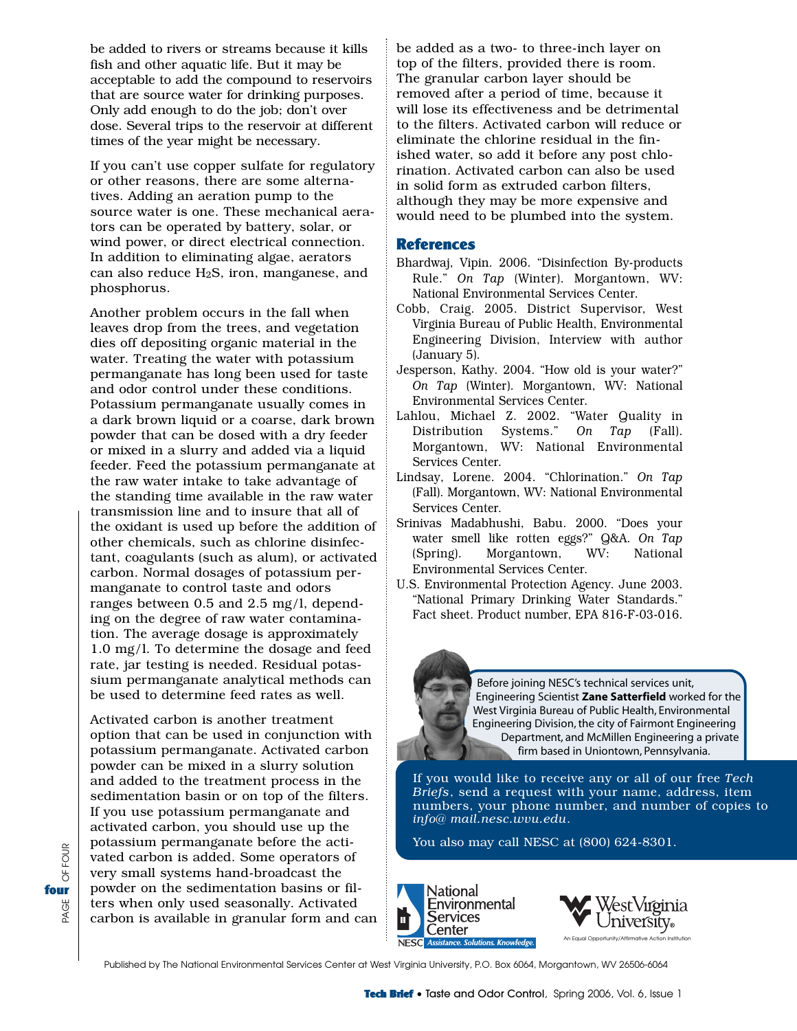be added to rivers or streams because it kills fish and other aquatic life. But it may be acceptable to add the compound to reservoirs that are source water for drinking purposes. Only add enough to do the job; don't over dose. Several trips to the reservoir at different times of the year might be necessary.

If you can't use copper sulfate for regulatory or other reasons, there are some alternatives. Adding an aeration pump to the source water is one. These mechanical aerators can be operated by battery, solar, or wind power, or direct electrical connection. In addition to eliminating algae, aerators can also reduce $H_2S$, iron, manganese, and phosphorus.

Another problem occurs in the fall when leaves drop from the trees, and vegetation dies off depositing organic material in the water. Treating the water with potassium permanganate has long been used for taste and odor control under these conditions. Potassium permanganate usually comes in a dark brown liquid or a coarse, dark brown powder that can be dosed with a dry feeder or mixed in a slurry and added via a liquid feeder. Feed the potassium permanganate at the raw water intake to take advantage of the standing time available in the raw water transmission line and to insure that all of the oxidant is used up before the addition of other chemicals, such as chlorine disinfectant, coagulants (such as alum), or activated carbon. Normal dosages of potassium permanganate to control taste and odors ranges between 0.5 and 2.5 mg/l, depending on the degree of raw water contamination. The average dosage is approximately 1.0 mg/l. To determine the dosage and feed rate, jar testing is needed. Residual potassium permanganate analytical methods can be used to determine feed rates as well.

Activated carbon is another treatment option that can be used in conjunction with potassium permanganate. Activated carbon powder can be mixed in a slurry solution and added to the treatment process in the sedimentation basin or on top of the filters. If you use potassium permanganate and activated carbon, you should use up the potassium permanganate before the activated carbon is added. Some operators of very small systems hand-broadcast the powder on the sedimentation basins or filters when only used seasonally. Activated carbon is available in granular form and can be added as a two- to three-inch layer on top of the filters, provided there is room. The granular carbon layer should be removed after a period of time, because it will lose its effectiveness and be detrimental to the filters. Activated carbon will reduce or eliminate the chlorine residual in the finished water, so add it before any post chlorination. Activated carbon can also be used in solid form as extruded carbon filters, although they may be more expensive and would need to be plumbed into the system.

## References

Bhardwaj, Vipin. 2006. "Disinfection By-products Rule." *On Tap* (Winter). Morgantown, WV: National Environmental Services Center.

Cobb, Craig. 2005. District Supervisor, West Virginia Bureau of Public Health, Environmental Engineering Division, Interview with author (January 5).

Jesperson, Kathy. 2004. "How old is your water?" *On Tap* (Winter). Morgantown, WV: National Environmental Services Center.

Lahlou, Michael Z. 2002. "Water Quality in Distribution Systems." *On Tap* (Fall). Morgantown, WV: National Environmental Services Center.

Lindsay, Lorene. 2004. "Chlorination." *On Tap* (Fall). Morgantown, WV: National Environmental Services Center.

Srinivas Madabhushi, Babu. 2000. "Does your water smell like rotten eggs?" Q&A. *On Tap* (Spring). Morgantown, WV: National Environmental Services Center.

U.S. Environmental Protection Agency. June 2003. "National Primary Drinking Water Standards." Fact sheet. Product number, EPA 816-F-03-016.

Before joining NESC's technical services unit, Engineering Scientist **Zane Satterfield** worked for the West Virginia Bureau of Public Health, Environmental Engineering Division, the city of Fairmont Engineering Department, and McMillen Engineering a private firm based in Uniontown, Pennsylvania.

If you would like to receive any or all of our free *Tech Briefs*, send a request with your name, address, item numbers, your phone number, and number of copies to *info@ mail.nesc.wvu.edu*.

You also may call NESC at (800) 624-8301.

National Environmental Services Center
NESC Assistance. Solutions. Knowledge.

West Virginia University
An Equal Opportunity/Affirmative Action Institution

Published by The National Environmental Services Center at West Virginia University, P.O. Box 6064, Morgantown, WV 26506-6064